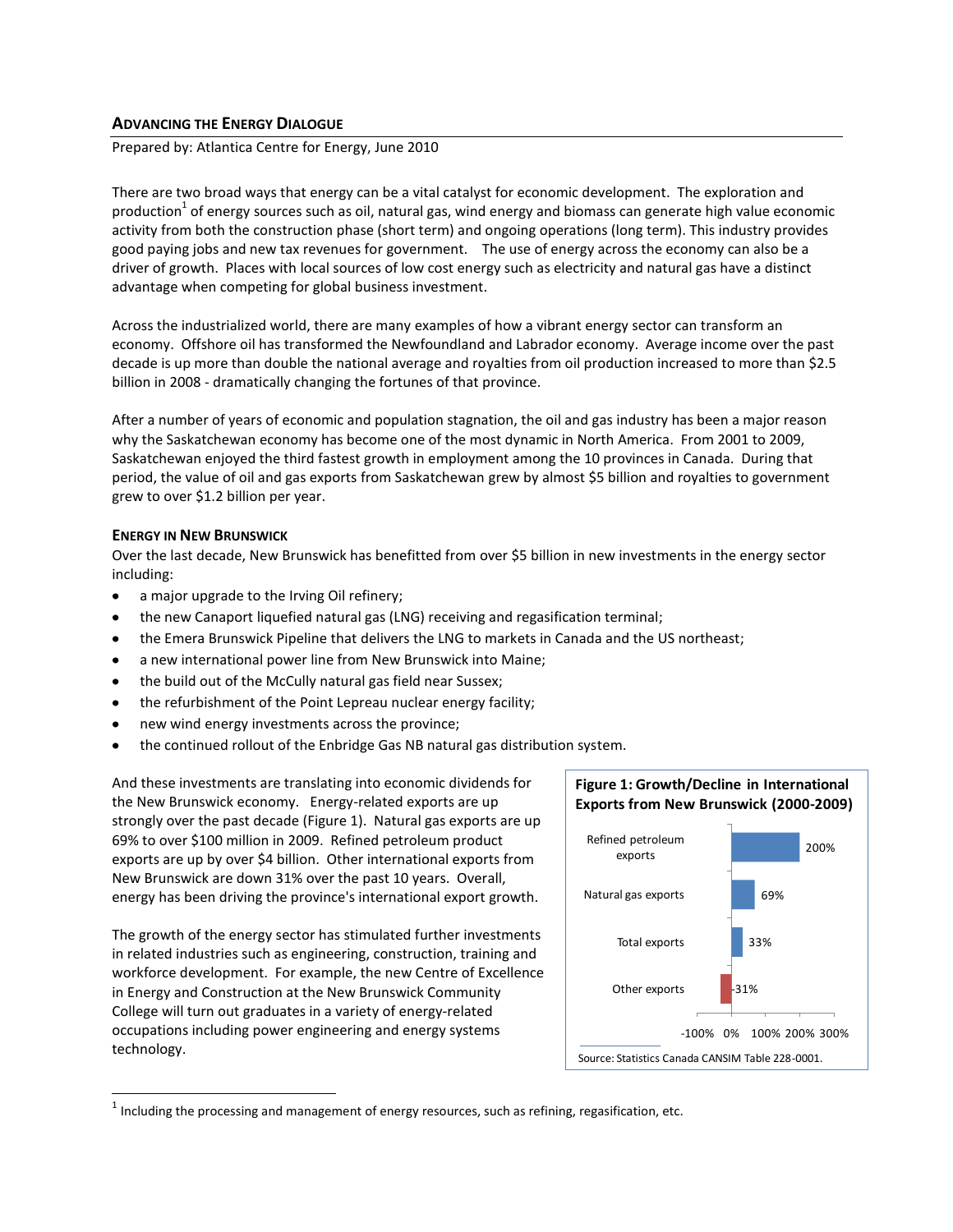# ADVANCING THE ENERGY DIALOGUE

Prepared by: Atlantica Centre for Energy, June 2010

There are two broad ways that energy can be a vital catalyst for economic development. The exploration and production[1] of energy sources such as oil, natural gas, wind energy and biomass can generate high value economic activity from both the construction phase (short term) and ongoing operations (long term). This industry provides good paying jobs and new tax revenues for government. The use of energy across the economy can also be a driver of growth. Places with local sources of low cost energy such as electricity and natural gas have a distinct advantage when competing for global business investment.

Across the industrialized world, there are many examples of how a vibrant energy sector can transform an economy. Offshore oil has transformed the Newfoundland and Labrador economy. Average income over the past decade is up more than double the national average and royalties from oil production increased to more than $2.5 billion in 2008 - dramatically changing the fortunes of that province.

After a number of years of economic and population stagnation, the oil and gas industry has been a major reason why the Saskatchewan economy has become one of the most dynamic in North America. From 2001 to 2009, Saskatchewan enjoyed the third fastest growth in employment among the 10 provinces in Canada. During that period, the value of oil and gas exports from Saskatchewan grew by almost $5 billion and royalties to government grew to over $1.2 billion per year.

## ENERGY IN NEW BRUNSWICK

Over the last decade, New Brunswick has benefitted from over $5 billion in new investments in the energy sector including:

- a major upgrade to the Irving Oil refinery;
- the new Canaport liquefied natural gas (LNG) receiving and regasification terminal;
- the Emera Brunswick Pipeline that delivers the LNG to markets in Canada and the US northeast;
- a new international power line from New Brunswick into Maine;
- the build out of the McCully natural gas field near Sussex;
- the refurbishment of the Point Lepreau nuclear energy facility;
- new wind energy investments across the province;
- the continued rollout of the Enbridge Gas NB natural gas distribution system.

And these investments are translating into economic dividends for the New Brunswick economy. Energy-related exports are up strongly over the past decade (Figure 1). Natural gas exports are up 69% to over $100 million in 2009. Refined petroleum product exports are up by over $4 billion. Other international exports from New Brunswick are down 31% over the past 10 years. Overall, energy has been driving the province's international export growth.

**Figure 1: Growth/Decline in International Exports from New Brunswick (2000-2009)**

| Export category | Growth/Decline |
| --- | --- |
| Refined petroleum exports | 200% |
| Natural gas exports | 69% |
| Total exports | 33% |
| Other exports | -31% |

Source: Statistics Canada CANSIM Table 228-0001.

The growth of the energy sector has stimulated further investments in related industries such as engineering, construction, training and workforce development. For example, the new Centre of Excellence in Energy and Construction at the New Brunswick Community College will turn out graduates in a variety of energy-related occupations including power engineering and energy systems technology.

[1] Including the processing and management of energy resources, such as refining, regasification, etc.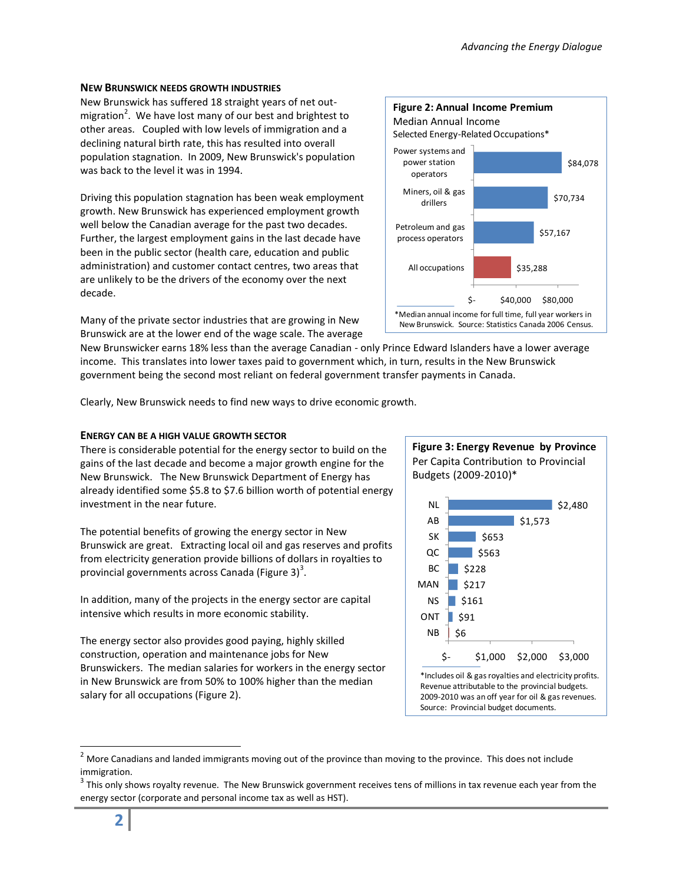## New Brunswick needs growth industries

New Brunswick has suffered 18 straight years of net out-migration[2]. We have lost many of our best and brightest to other areas. Coupled with low levels of immigration and a declining natural birth rate, this has resulted into overall population stagnation. In 2009, New Brunswick's population was back to the level it was in 1994.

Driving this population stagnation has been weak employment growth. New Brunswick has experienced employment growth well below the Canadian average for the past two decades. Further, the largest employment gains in the last decade have been in the public sector (health care, education and public administration) and customer contact centres, two areas that are unlikely to be the drivers of the economy over the next decade.

**Figure 2: Annual Income Premium**
Median Annual Income
Selected Energy-Related Occupations*

| Occupation | Median Annual Income |
|---|---|
| Power systems and power station operators | $84,078 |
| Miners, oil & gas drillers | $70,734 |
| Petroleum and gas process operators | $57,167 |
| All occupations | $35,288 |

*Median annual income for full time, full year workers in New Brunswick. Source: Statistics Canada 2006 Census.

Many of the private sector industries that are growing in New Brunswick are at the lower end of the wage scale. The average New Brunswicker earns 18% less than the average Canadian - only Prince Edward Islanders have a lower average income. This translates into lower taxes paid to government which, in turn, results in the New Brunswick government being the second most reliant on federal government transfer payments in Canada.

Clearly, New Brunswick needs to find new ways to drive economic growth.

## Energy can be a high value growth sector

There is considerable potential for the energy sector to build on the gains of the last decade and become a major growth engine for the New Brunswick. The New Brunswick Department of Energy has already identified some $5.8 to $7.6 billion worth of potential energy investment in the near future.

The potential benefits of growing the energy sector in New Brunswick are great. Extracting local oil and gas reserves and profits from electricity generation provide billions of dollars in royalties to provincial governments across Canada (Figure 3)[3].

In addition, many of the projects in the energy sector are capital intensive which results in more economic stability.

The energy sector also provides good paying, highly skilled construction, operation and maintenance jobs for New Brunswickers. The median salaries for workers in the energy sector in New Brunswick are from 50% to 100% higher than the median salary for all occupations (Figure 2).

**Figure 3: Energy Revenue by Province**
Per Capita Contribution to Provincial Budgets (2009-2010)*

| Province | Per Capita Contribution |
|---|---|
| NL | $2,480 |
| AB | $1,573 |
| SK | $653 |
| QC | $563 |
| BC | $228 |
| MAN | $217 |
| NS | $161 |
| ONT | $91 |
| NB | $6 |

*Includes oil & gas royalties and electricity profits. Revenue attributable to the provincial budgets. 2009-2010 was an off year for oil & gas revenues. Source: Provincial budget documents.

[2] More Canadians and landed immigrants moving out of the province than moving to the province. This does not include immigration.

[3] This only shows royalty revenue. The New Brunswick government receives tens of millions in tax revenue each year from the energy sector (corporate and personal income tax as well as HST).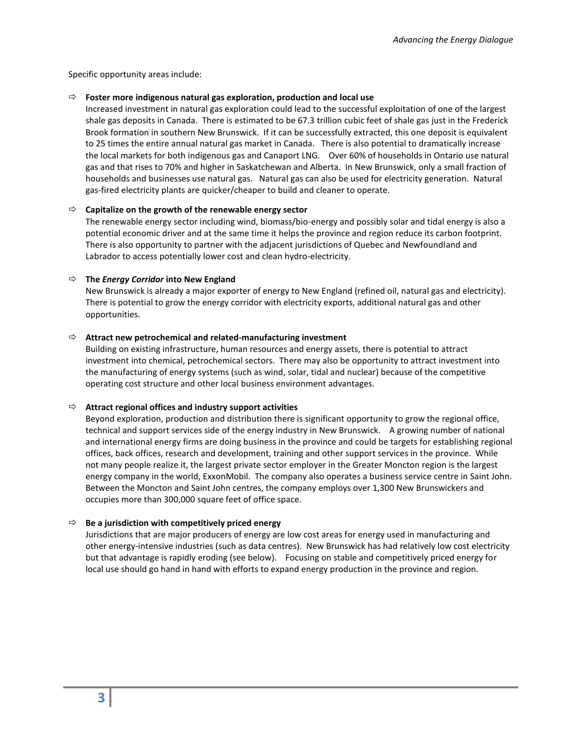Specific opportunity areas include:

⇨ **Foster more indigenous natural gas exploration, production and local use**

Increased investment in natural gas exploration could lead to the successful exploitation of one of the largest shale gas deposits in Canada. There is estimated to be 67.3 trillion cubic feet of shale gas just in the Frederick Brook formation in southern New Brunswick. If it can be successfully extracted, this one deposit is equivalent to 25 times the entire annual natural gas market in Canada. There is also potential to dramatically increase the local markets for both indigenous gas and Canaport LNG. Over 60% of households in Ontario use natural gas and that rises to 70% and higher in Saskatchewan and Alberta. In New Brunswick, only a small fraction of households and businesses use natural gas. Natural gas can also be used for electricity generation. Natural gas-fired electricity plants are quicker/cheaper to build and cleaner to operate.

⇨ **Capitalize on the growth of the renewable energy sector**

The renewable energy sector including wind, biomass/bio-energy and possibly solar and tidal energy is also a potential economic driver and at the same time it helps the province and region reduce its carbon footprint. There is also opportunity to partner with the adjacent jurisdictions of Quebec and Newfoundland and Labrador to access potentially lower cost and clean hydro-electricity.

⇨ **The *Energy Corridor* into New England**

New Brunswick is already a major exporter of energy to New England (refined oil, natural gas and electricity). There is potential to grow the energy corridor with electricity exports, additional natural gas and other opportunities.

⇨ **Attract new petrochemical and related-manufacturing investment**

Building on existing infrastructure, human resources and energy assets, there is potential to attract investment into chemical, petrochemical sectors. There may also be opportunity to attract investment into the manufacturing of energy systems (such as wind, solar, tidal and nuclear) because of the competitive operating cost structure and other local business environment advantages.

⇨ **Attract regional offices and industry support activities**

Beyond exploration, production and distribution there is significant opportunity to grow the regional office, technical and support services side of the energy industry in New Brunswick. A growing number of national and international energy firms are doing business in the province and could be targets for establishing regional offices, back offices, research and development, training and other support services in the province. While not many people realize it, the largest private sector employer in the Greater Moncton region is the largest energy company in the world, ExxonMobil. The company also operates a business service centre in Saint John. Between the Moncton and Saint John centres, the company employs over 1,300 New Brunswickers and occupies more than 300,000 square feet of office space.

⇨ **Be a jurisdiction with competitively priced energy**

Jurisdictions that are major producers of energy are low cost areas for energy used in manufacturing and other energy-intensive industries (such as data centres). New Brunswick has had relatively low cost electricity but that advantage is rapidly eroding (see below). Focusing on stable and competitively priced energy for local use should go hand in hand with efforts to expand energy production in the province and region.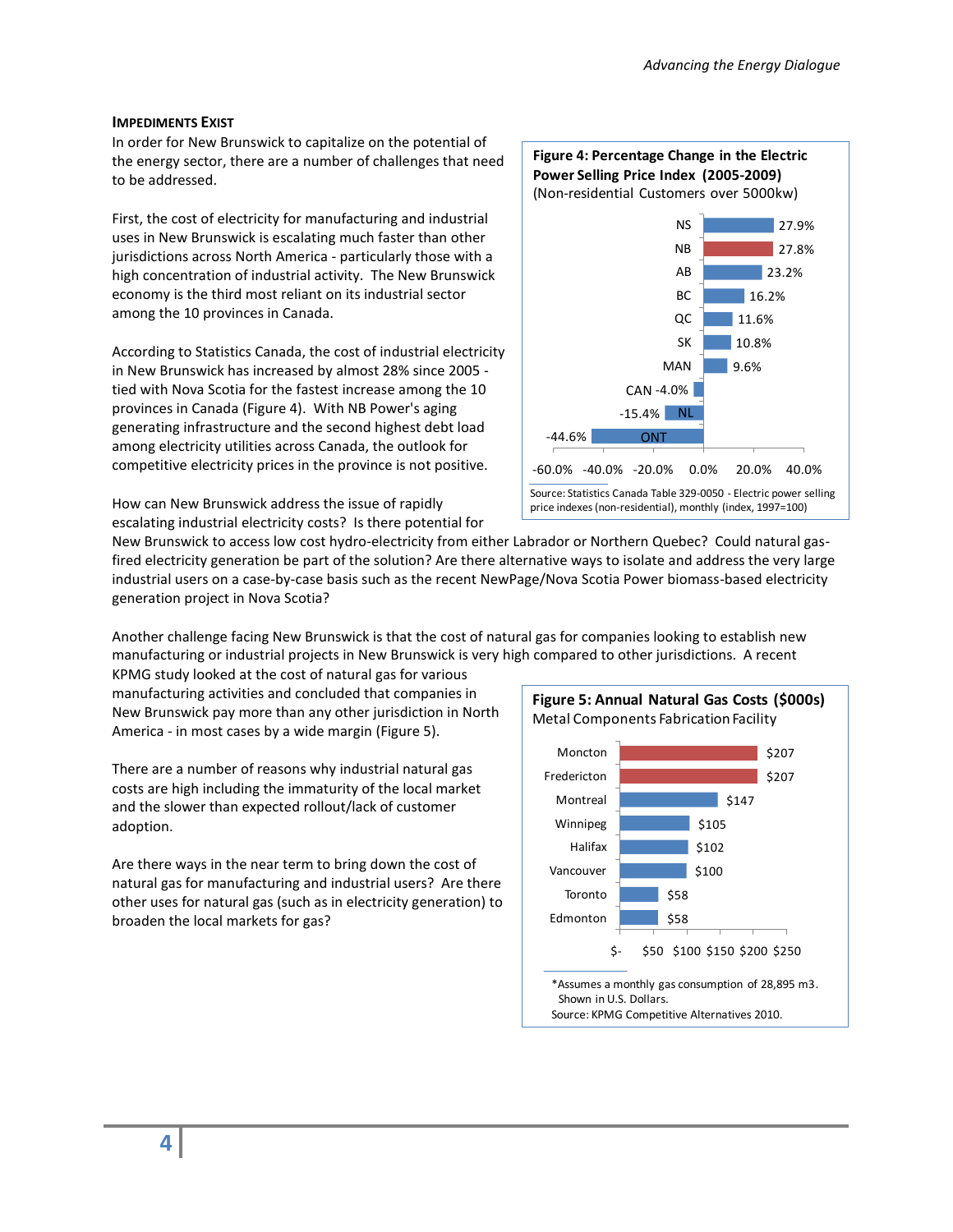### IMPEDIMENTS EXIST

In order for New Brunswick to capitalize on the potential of the energy sector, there are a number of challenges that need to be addressed.

First, the cost of electricity for manufacturing and industrial uses in New Brunswick is escalating much faster than other jurisdictions across North America - particularly those with a high concentration of industrial activity. The New Brunswick economy is the third most reliant on its industrial sector among the 10 provinces in Canada.

According to Statistics Canada, the cost of industrial electricity in New Brunswick has increased by almost 28% since 2005 - tied with Nova Scotia for the fastest increase among the 10 provinces in Canada (Figure 4). With NB Power's aging generating infrastructure and the second highest debt load among electricity utilities across Canada, the outlook for competitive electricity prices in the province is not positive.

**Figure 4: Percentage Change in the Electric Power Selling Price Index (2005-2009)**
(Non-residential Customers over 5000kw)

| Province | % Change |
|---|---|
| NS | 27.9% |
| NB | 27.8% |
| AB | 23.2% |
| BC | 16.2% |
| QC | 11.6% |
| SK | 10.8% |
| MAN | 9.6% |
| CAN | -4.0% |
| NL | -15.4% |
| ONT | -44.6% |

Source: Statistics Canada Table 329-0050 - Electric power selling price indexes (non-residential), monthly (index, 1997=100)

How can New Brunswick address the issue of rapidly escalating industrial electricity costs? Is there potential for New Brunswick to access low cost hydro-electricity from either Labrador or Northern Quebec? Could natural gas-fired electricity generation be part of the solution? Are there alternative ways to isolate and address the very large industrial users on a case-by-case basis such as the recent NewPage/Nova Scotia Power biomass-based electricity generation project in Nova Scotia?

Another challenge facing New Brunswick is that the cost of natural gas for companies looking to establish new manufacturing or industrial projects in New Brunswick is very high compared to other jurisdictions. A recent KPMG study looked at the cost of natural gas for various manufacturing activities and concluded that companies in New Brunswick pay more than any other jurisdiction in North America - in most cases by a wide margin (Figure 5).

There are a number of reasons why industrial natural gas costs are high including the immaturity of the local market and the slower than expected rollout/lack of customer adoption.

Are there ways in the near term to bring down the cost of natural gas for manufacturing and industrial users? Are there other uses for natural gas (such as in electricity generation) to broaden the local markets for gas?

**Figure 5: Annual Natural Gas Costs ($000s)**
Metal Components Fabrication Facility

| City | Annual Cost ($000s) |
|---|---|
| Moncton | $207 |
| Fredericton | $207 |
| Montreal | $147 |
| Winnipeg | $105 |
| Halifax | $102 |
| Vancouver | $100 |
| Toronto | $58 |
| Edmonton | $58 |

*Assumes a monthly gas consumption of 28,895 m3. Shown in U.S. Dollars.
Source: KPMG Competitive Alternatives 2010.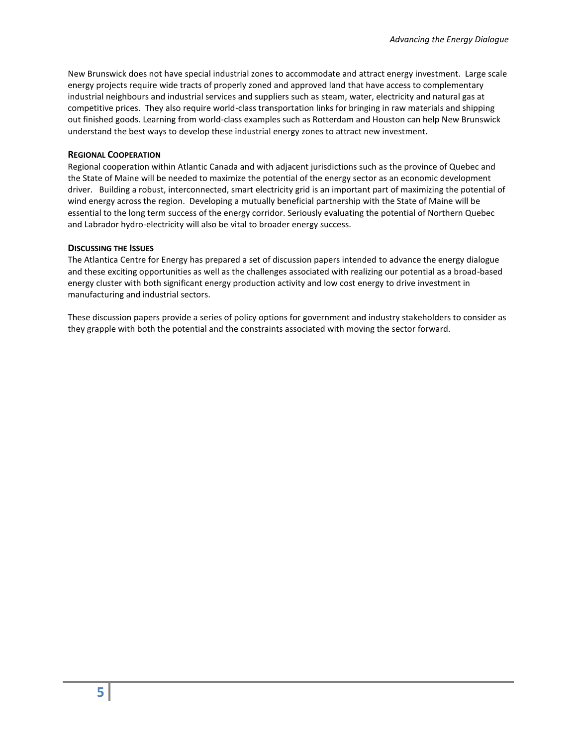New Brunswick does not have special industrial zones to accommodate and attract energy investment. Large scale energy projects require wide tracts of properly zoned and approved land that have access to complementary industrial neighbours and industrial services and suppliers such as steam, water, electricity and natural gas at competitive prices. They also require world-class transportation links for bringing in raw materials and shipping out finished goods. Learning from world-class examples such as Rotterdam and Houston can help New Brunswick understand the best ways to develop these industrial energy zones to attract new investment.

### Regional Cooperation

Regional cooperation within Atlantic Canada and with adjacent jurisdictions such as the province of Quebec and the State of Maine will be needed to maximize the potential of the energy sector as an economic development driver. Building a robust, interconnected, smart electricity grid is an important part of maximizing the potential of wind energy across the region. Developing a mutually beneficial partnership with the State of Maine will be essential to the long term success of the energy corridor. Seriously evaluating the potential of Northern Quebec and Labrador hydro-electricity will also be vital to broader energy success.

### Discussing the Issues

The Atlantica Centre for Energy has prepared a set of discussion papers intended to advance the energy dialogue and these exciting opportunities as well as the challenges associated with realizing our potential as a broad-based energy cluster with both significant energy production activity and low cost energy to drive investment in manufacturing and industrial sectors.

These discussion papers provide a series of policy options for government and industry stakeholders to consider as they grapple with both the potential and the constraints associated with moving the sector forward.